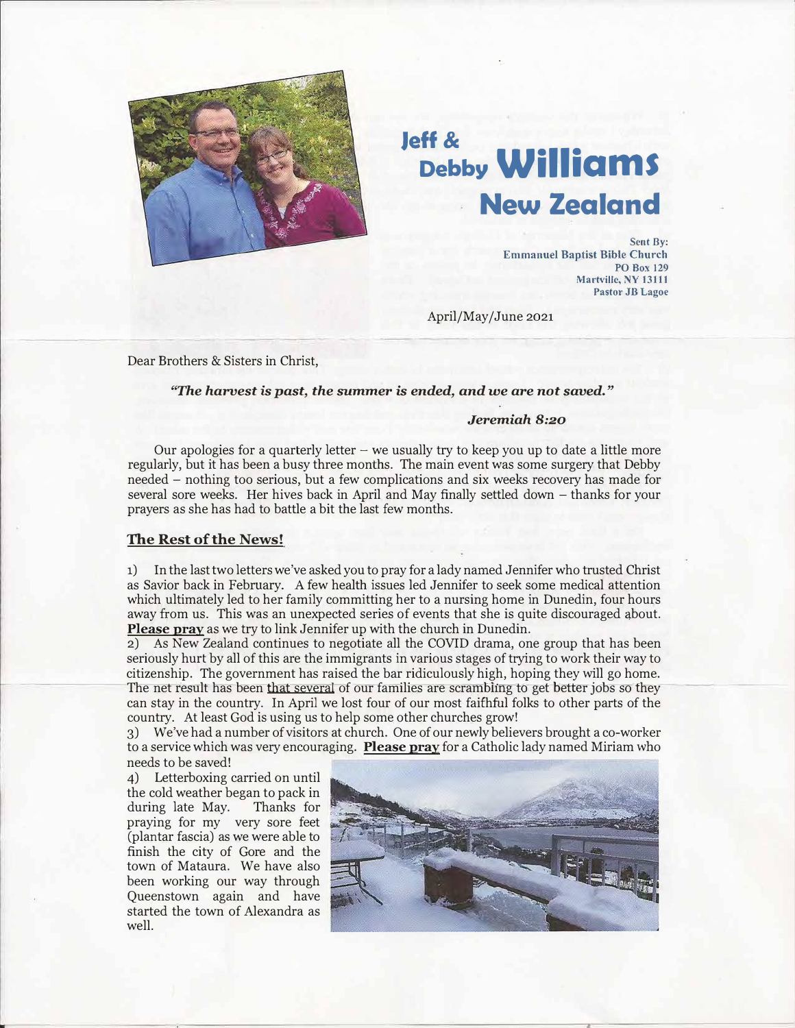# Jeff & Debby Williams
## New Zealand

Sent By:
Emmanuel Baptist Bible Church
PO Box 129
Martville, NY 13111
Pastor JB Lagoe

April/May/June 2021

Dear Brothers & Sisters in Christ,

***"The harvest is past, the summer is ended, and we are not saved."***

***Jeremiah 8:20***

Our apologies for a quarterly letter – we usually try to keep you up to date a little more regularly, but it has been a busy three months. The main event was some surgery that Debby needed – nothing too serious, but a few complications and six weeks recovery has made for several sore weeks. Her hives back in April and May finally settled down – thanks for your prayers as she has had to battle a bit the last few months.

## The Rest of the News!

1) In the last two letters we've asked you to pray for a lady named Jennifer who trusted Christ as Savior back in February. A few health issues led Jennifer to seek some medical attention which ultimately led to her family committing her to a nursing home in Dunedin, four hours away from us. This was an unexpected series of events that she is quite discouraged about. **Please pray** as we try to link Jennifer up with the church in Dunedin.

2) As New Zealand continues to negotiate all the COVID drama, one group that has been seriously hurt by all of this are the immigrants in various stages of trying to work their way to citizenship. The government has raised the bar ridiculously high, hoping they will go home. The net result has been that several of our families are scrambling to get better jobs so they can stay in the country. In April we lost four of our most faithful folks to other parts of the country. At least God is using us to help some other churches grow!

3) We've had a number of visitors at church. One of our newly believers brought a co-worker to a service which was very encouraging. **Please pray** for a Catholic lady named Miriam who needs to be saved!

4) Letterboxing carried on until the cold weather began to pack in during late May. Thanks for praying for my very sore feet (plantar fascia) as we were able to finish the city of Gore and the town of Mataura. We have also been working our way through Queenstown again and have started the town of Alexandra as well.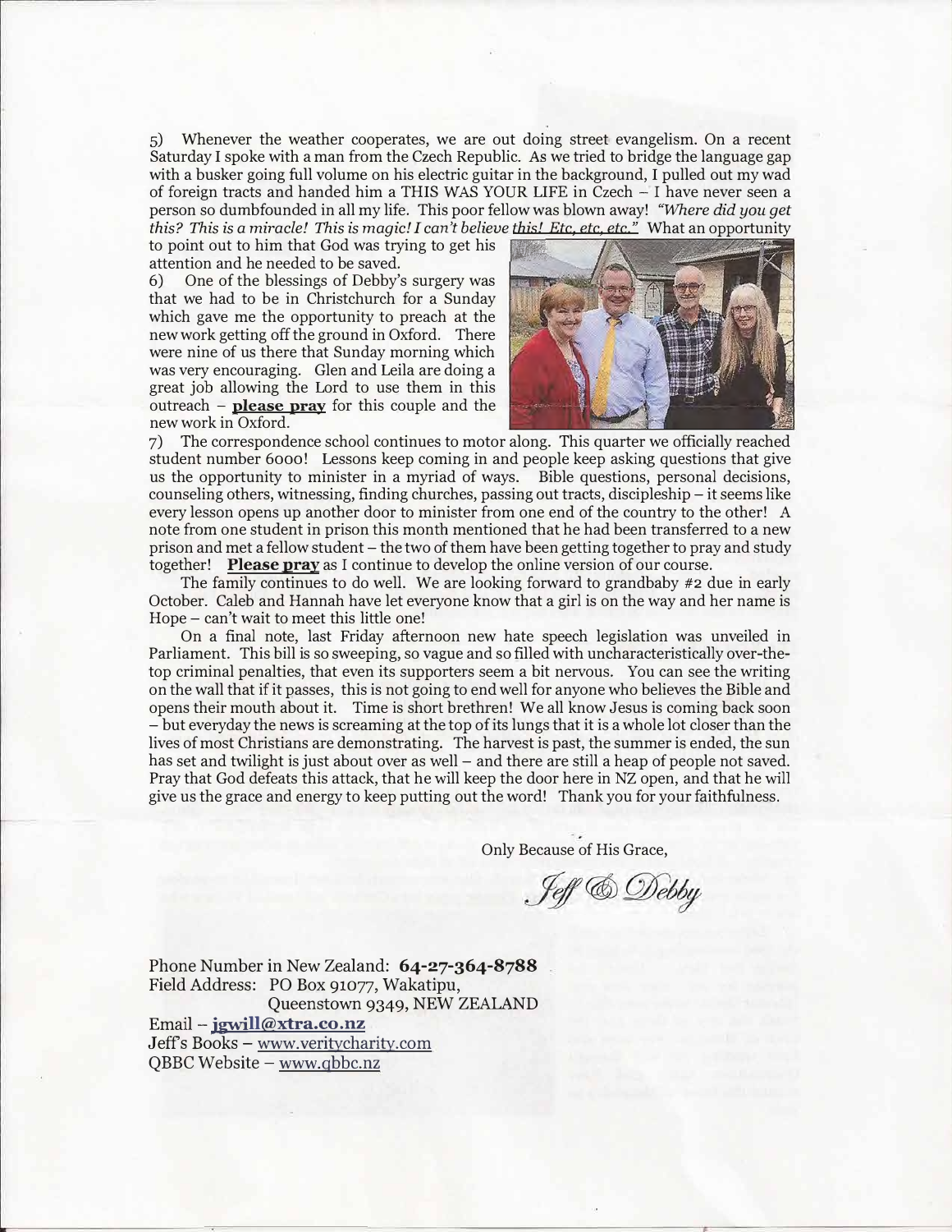5) Whenever the weather cooperates, we are out doing street evangelism. On a recent Saturday I spoke with a man from the Czech Republic. As we tried to bridge the language gap with a busker going full volume on his electric guitar in the background, I pulled out my wad of foreign tracts and handed him a THIS WAS YOUR LIFE in Czech – I have never seen a person so dumbfounded in all my life. This poor fellow was blown away! *"Where did you get this? This is a miracle! This is magic! I can't believe this! Etc, etc, etc."* What an opportunity to point out to him that God was trying to get his attention and he needed to be saved.

6) One of the blessings of Debby's surgery was that we had to be in Christchurch for a Sunday which gave me the opportunity to preach at the new work getting off the ground in Oxford. There were nine of us there that Sunday morning which was very encouraging. Glen and Leila are doing a great job allowing the Lord to use them in this outreach – **please pray** for this couple and the new work in Oxford.

7) The correspondence school continues to motor along. This quarter we officially reached student number 6000! Lessons keep coming in and people keep asking questions that give us the opportunity to minister in a myriad of ways. Bible questions, personal decisions, counseling others, witnessing, finding churches, passing out tracts, discipleship – it seems like every lesson opens up another door to minister from one end of the country to the other! A note from one student in prison this month mentioned that he had been transferred to a new prison and met a fellow student – the two of them have been getting together to pray and study together! **Please pray** as I continue to develop the online version of our course.

The family continues to do well. We are looking forward to grandbaby #2 due in early October. Caleb and Hannah have let everyone know that a girl is on the way and her name is Hope – can't wait to meet this little one!

On a final note, last Friday afternoon new hate speech legislation was unveiled in Parliament. This bill is so sweeping, so vague and so filled with uncharacteristically over-the-top criminal penalties, that even its supporters seem a bit nervous. You can see the writing on the wall that if it passes, this is not going to end well for anyone who believes the Bible and opens their mouth about it. Time is short brethren! We all know Jesus is coming back soon – but everyday the news is screaming at the top of its lungs that it is a whole lot closer than the lives of most Christians are demonstrating. The harvest is past, the summer is ended, the sun has set and twilight is just about over as well – and there are still a heap of people not saved. Pray that God defeats this attack, that he will keep the door here in NZ open, and that he will give us the grace and energy to keep putting out the word! Thank you for your faithfulness.

Only Because of His Grace,

*Jeff & Debby*

Phone Number in New Zealand: **64-27-364-8788**
Field Address: PO Box 91077, Wakatipu,
Queenstown 9349, NEW ZEALAND
Email – **jgwill@xtra.co.nz**
Jeff's Books – www.veritycharity.com
QBBC Website – www.qbbc.nz